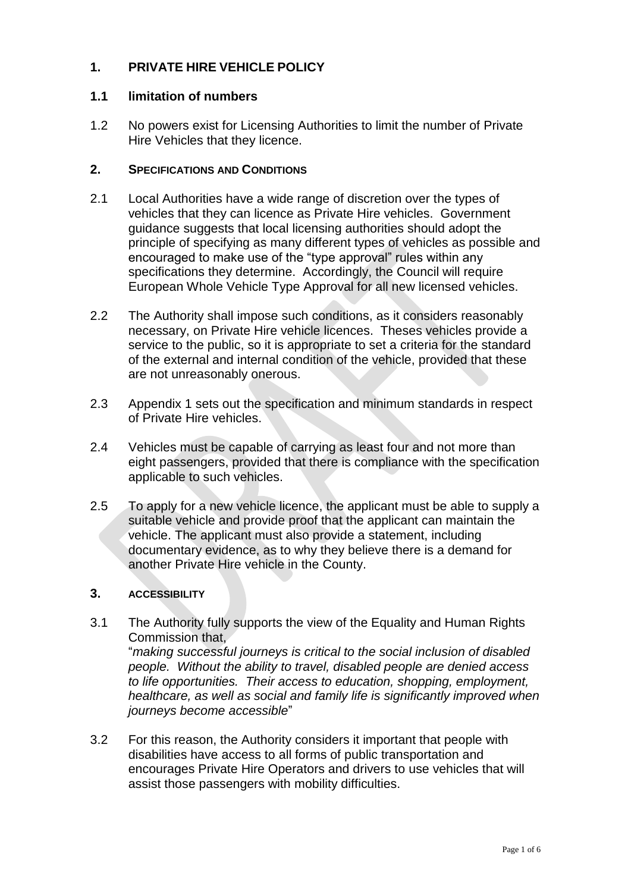## 1. PRIVATE HIRE VEHICLE POLICY

### 1.1 limitation of numbers

1.2 No powers exist for Licensing Authorities to limit the number of Private Hire Vehicles that they licence.

## 2. SPECIFICATIONS AND CONDITIONS

2.1 Local Authorities have a wide range of discretion over the types of vehicles that they can licence as Private Hire vehicles. Government guidance suggests that local licensing authorities should adopt the principle of specifying as many different types of vehicles as possible and encouraged to make use of the "type approval" rules within any specifications they determine. Accordingly, the Council will require European Whole Vehicle Type Approval for all new licensed vehicles.

2.2 The Authority shall impose such conditions, as it considers reasonably necessary, on Private Hire vehicle licences. Theses vehicles provide a service to the public, so it is appropriate to set a criteria for the standard of the external and internal condition of the vehicle, provided that these are not unreasonably onerous.

2.3 Appendix 1 sets out the specification and minimum standards in respect of Private Hire vehicles.

2.4 Vehicles must be capable of carrying as least four and not more than eight passengers, provided that there is compliance with the specification applicable to such vehicles.

2.5 To apply for a new vehicle licence, the applicant must be able to supply a suitable vehicle and provide proof that the applicant can maintain the vehicle. The applicant must also provide a statement, including documentary evidence, as to why they believe there is a demand for another Private Hire vehicle in the County.

## 3. ACCESSIBILITY

3.1 The Authority fully supports the view of the Equality and Human Rights Commission that,
"*making successful journeys is critical to the social inclusion of disabled people. Without the ability to travel, disabled people are denied access to life opportunities. Their access to education, shopping, employment, healthcare, as well as social and family life is significantly improved when journeys become accessible*"

3.2 For this reason, the Authority considers it important that people with disabilities have access to all forms of public transportation and encourages Private Hire Operators and drivers to use vehicles that will assist those passengers with mobility difficulties.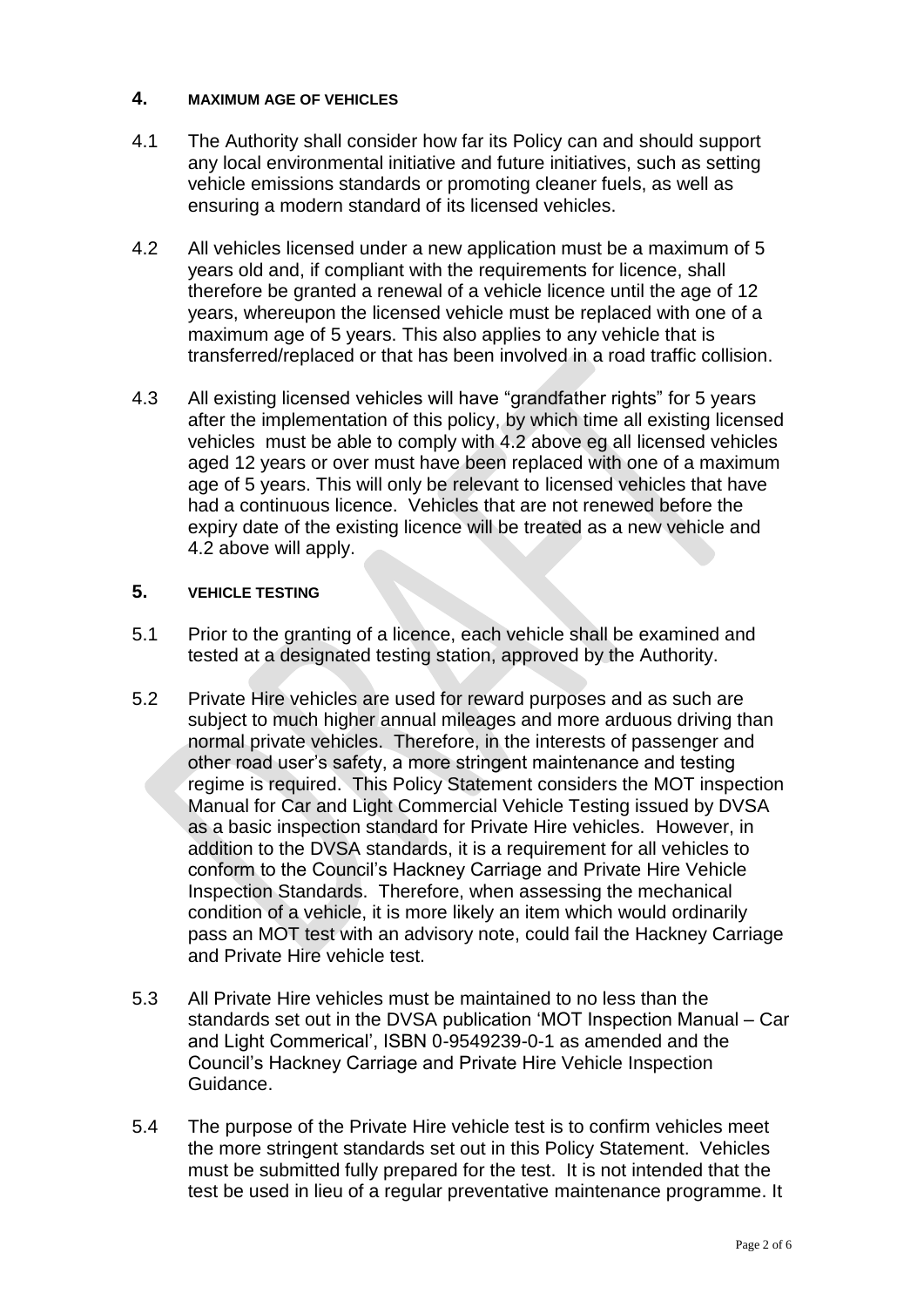## 4. MAXIMUM AGE OF VEHICLES

4.1 The Authority shall consider how far its Policy can and should support any local environmental initiative and future initiatives, such as setting vehicle emissions standards or promoting cleaner fuels, as well as ensuring a modern standard of its licensed vehicles.

4.2 All vehicles licensed under a new application must be a maximum of 5 years old and, if compliant with the requirements for licence, shall therefore be granted a renewal of a vehicle licence until the age of 12 years, whereupon the licensed vehicle must be replaced with one of a maximum age of 5 years. This also applies to any vehicle that is transferred/replaced or that has been involved in a road traffic collision.

4.3 All existing licensed vehicles will have "grandfather rights" for 5 years after the implementation of this policy, by which time all existing licensed vehicles must be able to comply with 4.2 above eg all licensed vehicles aged 12 years or over must have been replaced with one of a maximum age of 5 years. This will only be relevant to licensed vehicles that have had a continuous licence. Vehicles that are not renewed before the expiry date of the existing licence will be treated as a new vehicle and 4.2 above will apply.

## 5. VEHICLE TESTING

5.1 Prior to the granting of a licence, each vehicle shall be examined and tested at a designated testing station, approved by the Authority.

5.2 Private Hire vehicles are used for reward purposes and as such are subject to much higher annual mileages and more arduous driving than normal private vehicles. Therefore, in the interests of passenger and other road user's safety, a more stringent maintenance and testing regime is required. This Policy Statement considers the MOT inspection Manual for Car and Light Commercial Vehicle Testing issued by DVSA as a basic inspection standard for Private Hire vehicles. However, in addition to the DVSA standards, it is a requirement for all vehicles to conform to the Council's Hackney Carriage and Private Hire Vehicle Inspection Standards. Therefore, when assessing the mechanical condition of a vehicle, it is more likely an item which would ordinarily pass an MOT test with an advisory note, could fail the Hackney Carriage and Private Hire vehicle test.

5.3 All Private Hire vehicles must be maintained to no less than the standards set out in the DVSA publication 'MOT Inspection Manual – Car and Light Commerical', ISBN 0-9549239-0-1 as amended and the Council's Hackney Carriage and Private Hire Vehicle Inspection Guidance.

5.4 The purpose of the Private Hire vehicle test is to confirm vehicles meet the more stringent standards set out in this Policy Statement. Vehicles must be submitted fully prepared for the test. It is not intended that the test be used in lieu of a regular preventative maintenance programme. It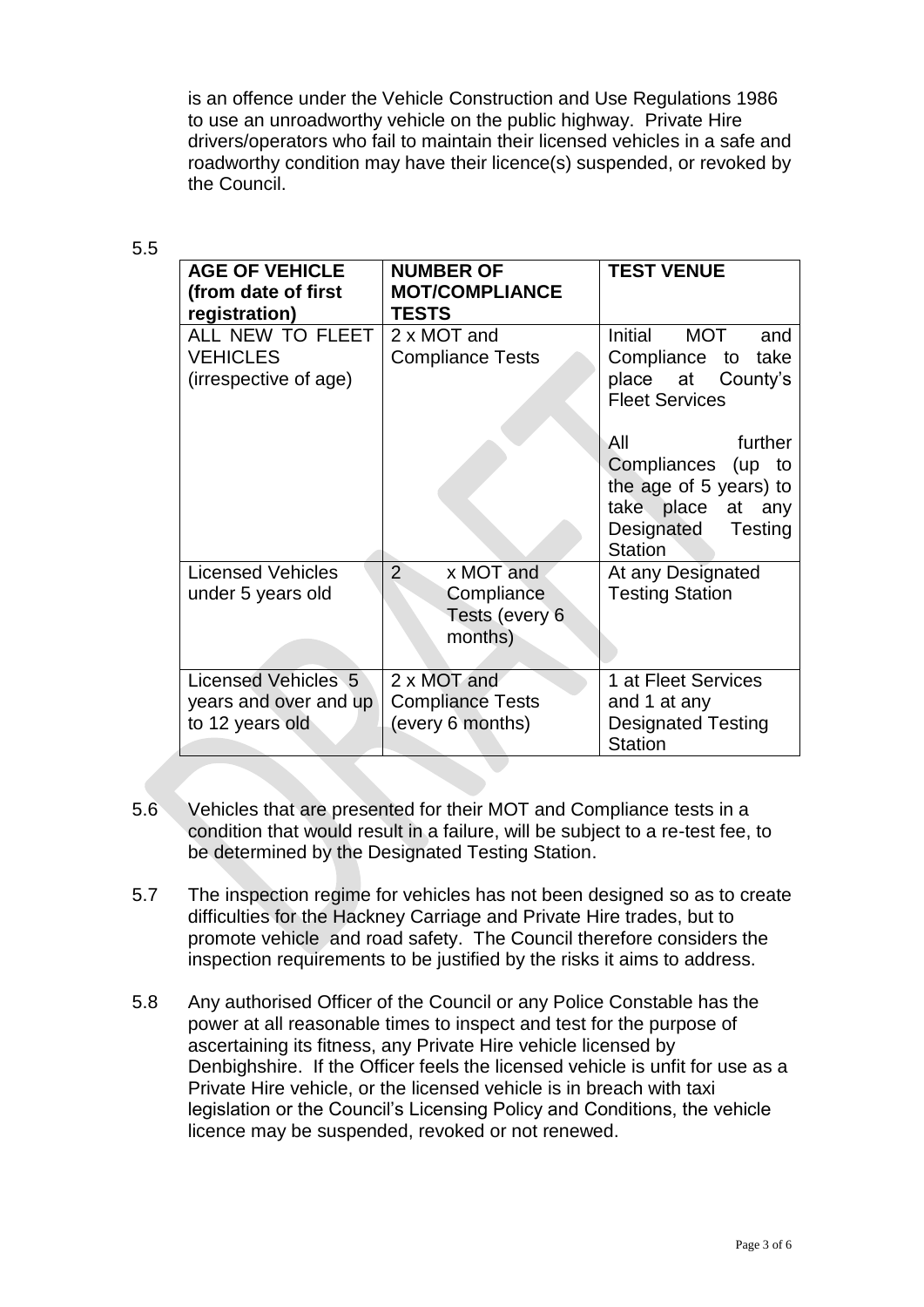is an offence under the Vehicle Construction and Use Regulations 1986 to use an unroadworthy vehicle on the public highway. Private Hire drivers/operators who fail to maintain their licensed vehicles in a safe and roadworthy condition may have their licence(s) suspended, or revoked by the Council.

5.5

| **AGE OF VEHICLE (from date of first registration)** | **NUMBER OF MOT/COMPLIANCE TESTS** | **TEST VENUE** |
|---|---|---|
| ALL NEW TO FLEET VEHICLES (irrespective of age) | 2 x MOT and Compliance Tests | Initial MOT and Compliance to take place at County's Fleet Services<br><br>All further Compliances (up to the age of 5 years) to take place at any Designated Testing Station |
| Licensed Vehicles under 5 years old | 2 x MOT and Compliance Tests (every 6 months) | At any Designated Testing Station |
| Licensed Vehicles 5 years and over and up to 12 years old | 2 x MOT and Compliance Tests (every 6 months) | 1 at Fleet Services and 1 at any Designated Testing Station |

5.6 Vehicles that are presented for their MOT and Compliance tests in a condition that would result in a failure, will be subject to a re-test fee, to be determined by the Designated Testing Station.

5.7 The inspection regime for vehicles has not been designed so as to create difficulties for the Hackney Carriage and Private Hire trades, but to promote vehicle and road safety. The Council therefore considers the inspection requirements to be justified by the risks it aims to address.

5.8 Any authorised Officer of the Council or any Police Constable has the power at all reasonable times to inspect and test for the purpose of ascertaining its fitness, any Private Hire vehicle licensed by Denbighshire. If the Officer feels the licensed vehicle is unfit for use as a Private Hire vehicle, or the licensed vehicle is in breach with taxi legislation or the Council's Licensing Policy and Conditions, the vehicle licence may be suspended, revoked or not renewed.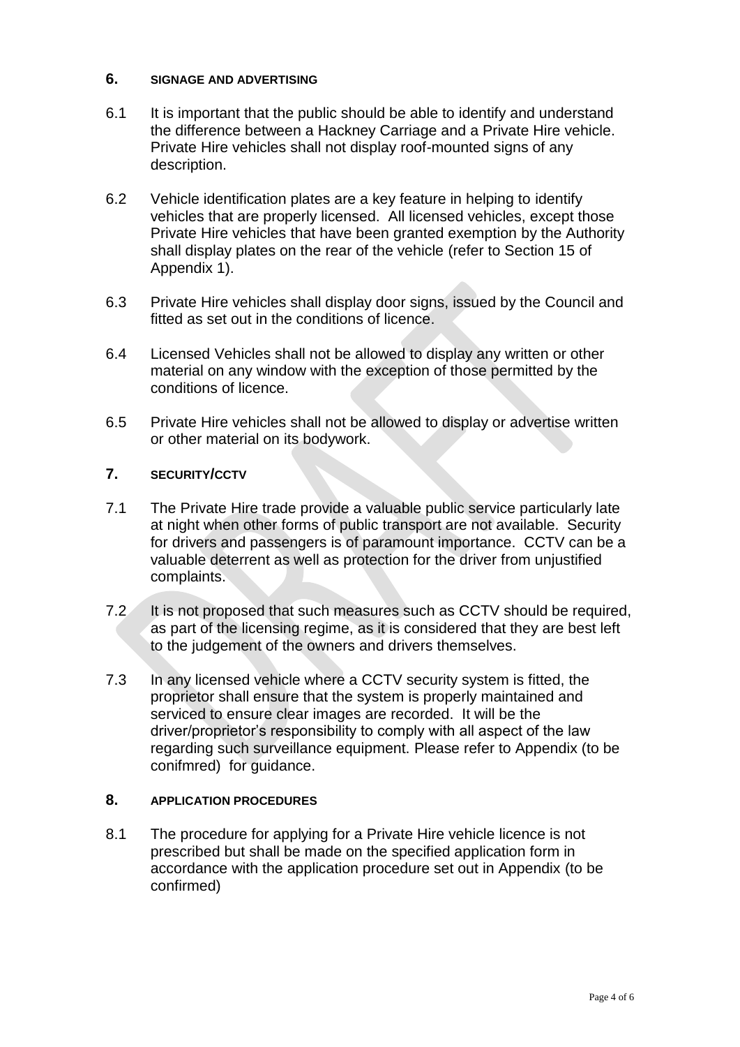## 6. SIGNAGE AND ADVERTISING

6.1 It is important that the public should be able to identify and understand the difference between a Hackney Carriage and a Private Hire vehicle. Private Hire vehicles shall not display roof-mounted signs of any description.

6.2 Vehicle identification plates are a key feature in helping to identify vehicles that are properly licensed. All licensed vehicles, except those Private Hire vehicles that have been granted exemption by the Authority shall display plates on the rear of the vehicle (refer to Section 15 of Appendix 1).

6.3 Private Hire vehicles shall display door signs, issued by the Council and fitted as set out in the conditions of licence.

6.4 Licensed Vehicles shall not be allowed to display any written or other material on any window with the exception of those permitted by the conditions of licence.

6.5 Private Hire vehicles shall not be allowed to display or advertise written or other material on its bodywork.

## 7. SECURITY/CCTV

7.1 The Private Hire trade provide a valuable public service particularly late at night when other forms of public transport are not available. Security for drivers and passengers is of paramount importance. CCTV can be a valuable deterrent as well as protection for the driver from unjustified complaints.

7.2 It is not proposed that such measures such as CCTV should be required, as part of the licensing regime, as it is considered that they are best left to the judgement of the owners and drivers themselves.

7.3 In any licensed vehicle where a CCTV security system is fitted, the proprietor shall ensure that the system is properly maintained and serviced to ensure clear images are recorded. It will be the driver/proprietor's responsibility to comply with all aspect of the law regarding such surveillance equipment. Please refer to Appendix (to be conifmred) for guidance.

## 8. APPLICATION PROCEDURES

8.1 The procedure for applying for a Private Hire vehicle licence is not prescribed but shall be made on the specified application form in accordance with the application procedure set out in Appendix (to be confirmed)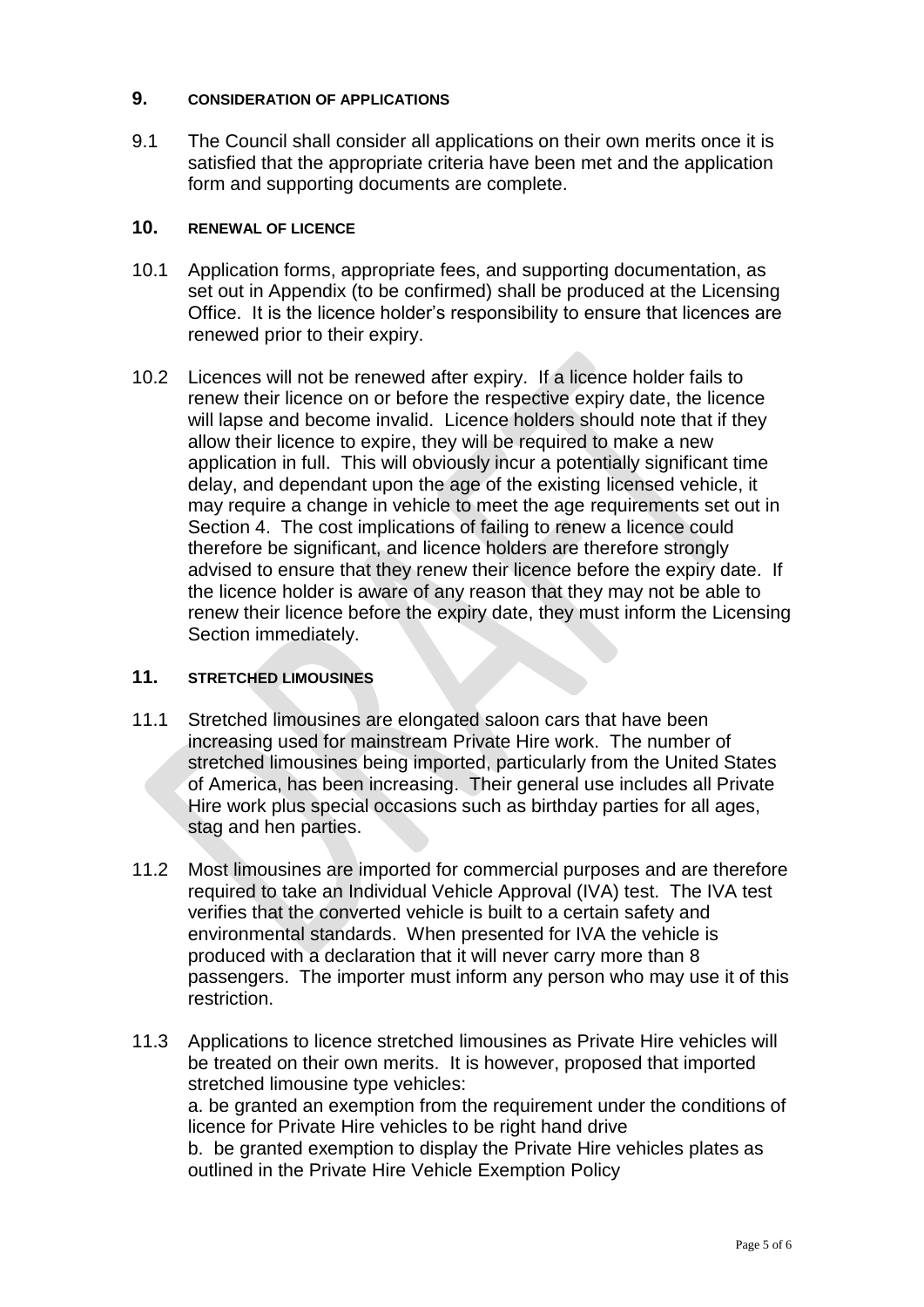## 9. CONSIDERATION OF APPLICATIONS

9.1 The Council shall consider all applications on their own merits once it is satisfied that the appropriate criteria have been met and the application form and supporting documents are complete.

## 10. RENEWAL OF LICENCE

10.1 Application forms, appropriate fees, and supporting documentation, as set out in Appendix (to be confirmed) shall be produced at the Licensing Office. It is the licence holder's responsibility to ensure that licences are renewed prior to their expiry.

10.2 Licences will not be renewed after expiry. If a licence holder fails to renew their licence on or before the respective expiry date, the licence will lapse and become invalid. Licence holders should note that if they allow their licence to expire, they will be required to make a new application in full. This will obviously incur a potentially significant time delay, and dependant upon the age of the existing licensed vehicle, it may require a change in vehicle to meet the age requirements set out in Section 4. The cost implications of failing to renew a licence could therefore be significant, and licence holders are therefore strongly advised to ensure that they renew their licence before the expiry date. If the licence holder is aware of any reason that they may not be able to renew their licence before the expiry date, they must inform the Licensing Section immediately.

## 11. STRETCHED LIMOUSINES

11.1 Stretched limousines are elongated saloon cars that have been increasing used for mainstream Private Hire work. The number of stretched limousines being imported, particularly from the United States of America, has been increasing. Their general use includes all Private Hire work plus special occasions such as birthday parties for all ages, stag and hen parties.

11.2 Most limousines are imported for commercial purposes and are therefore required to take an Individual Vehicle Approval (IVA) test. The IVA test verifies that the converted vehicle is built to a certain safety and environmental standards. When presented for IVA the vehicle is produced with a declaration that it will never carry more than 8 passengers. The importer must inform any person who may use it of this restriction.

11.3 Applications to licence stretched limousines as Private Hire vehicles will be treated on their own merits. It is however, proposed that imported stretched limousine type vehicles:
a. be granted an exemption from the requirement under the conditions of licence for Private Hire vehicles to be right hand drive
b. be granted exemption to display the Private Hire vehicles plates as outlined in the Private Hire Vehicle Exemption Policy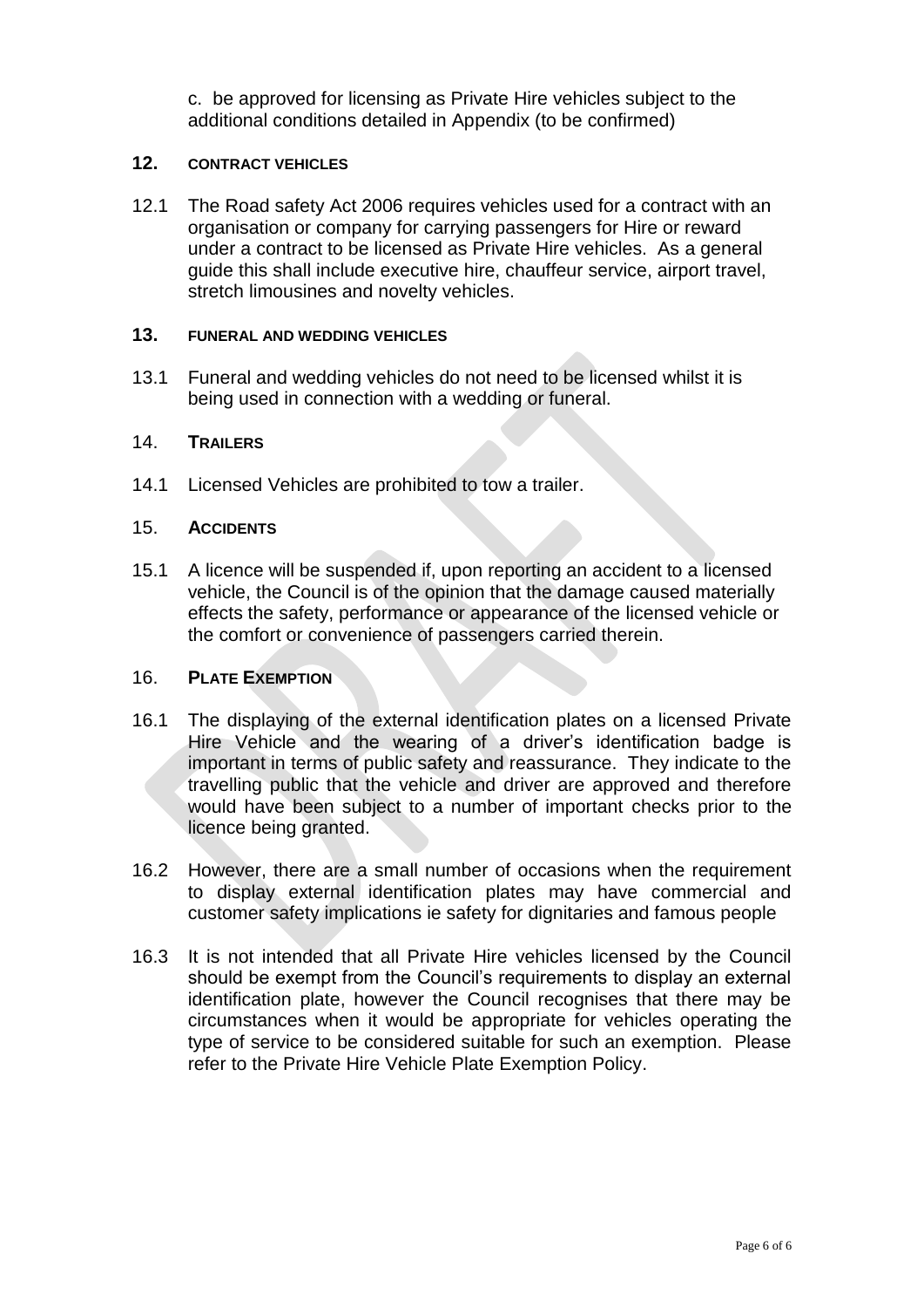c. be approved for licensing as Private Hire vehicles subject to the additional conditions detailed in Appendix (to be confirmed)

## 12. CONTRACT VEHICLES

12.1 The Road safety Act 2006 requires vehicles used for a contract with an organisation or company for carrying passengers for Hire or reward under a contract to be licensed as Private Hire vehicles. As a general guide this shall include executive hire, chauffeur service, airport travel, stretch limousines and novelty vehicles.

## 13. FUNERAL AND WEDDING VEHICLES

13.1 Funeral and wedding vehicles do not need to be licensed whilst it is being used in connection with a wedding or funeral.

## 14. TRAILERS

14.1 Licensed Vehicles are prohibited to tow a trailer.

## 15. ACCIDENTS

15.1 A licence will be suspended if, upon reporting an accident to a licensed vehicle, the Council is of the opinion that the damage caused materially effects the safety, performance or appearance of the licensed vehicle or the comfort or convenience of passengers carried therein.

## 16. PLATE EXEMPTION

16.1 The displaying of the external identification plates on a licensed Private Hire Vehicle and the wearing of a driver's identification badge is important in terms of public safety and reassurance. They indicate to the travelling public that the vehicle and driver are approved and therefore would have been subject to a number of important checks prior to the licence being granted.

16.2 However, there are a small number of occasions when the requirement to display external identification plates may have commercial and customer safety implications ie safety for dignitaries and famous people

16.3 It is not intended that all Private Hire vehicles licensed by the Council should be exempt from the Council's requirements to display an external identification plate, however the Council recognises that there may be circumstances when it would be appropriate for vehicles operating the type of service to be considered suitable for such an exemption. Please refer to the Private Hire Vehicle Plate Exemption Policy.